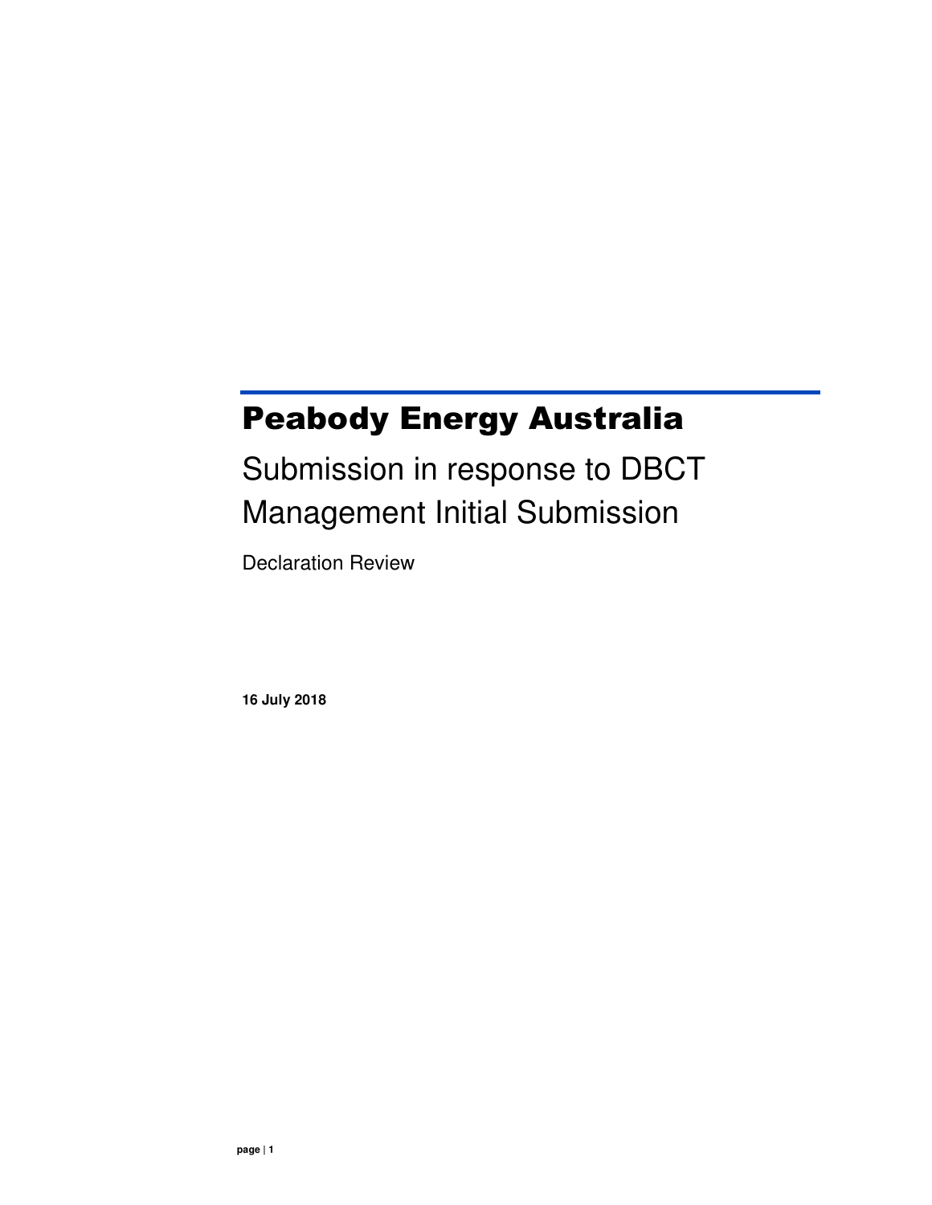# Peabody Energy Australia

## Submission in response to DBCT Management Initial Submission

Declaration Review

**16 July 2018**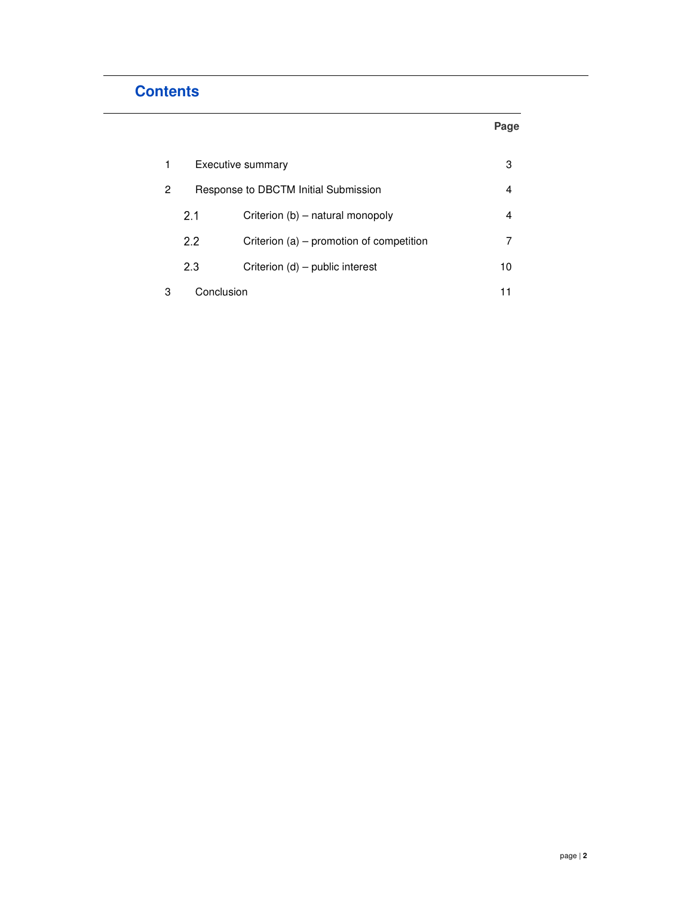# Contents

| | | Page |
|---|---|---|
| 1 | Executive summary | 3 |
| 2 | Response to DBCTM Initial Submission | 4 |
| 2.1 | Criterion (b) – natural monopoly | 4 |
| 2.2 | Criterion (a) – promotion of competition | 7 |
| 2.3 | Criterion (d) – public interest | 10 |
| 3 | Conclusion | 11 |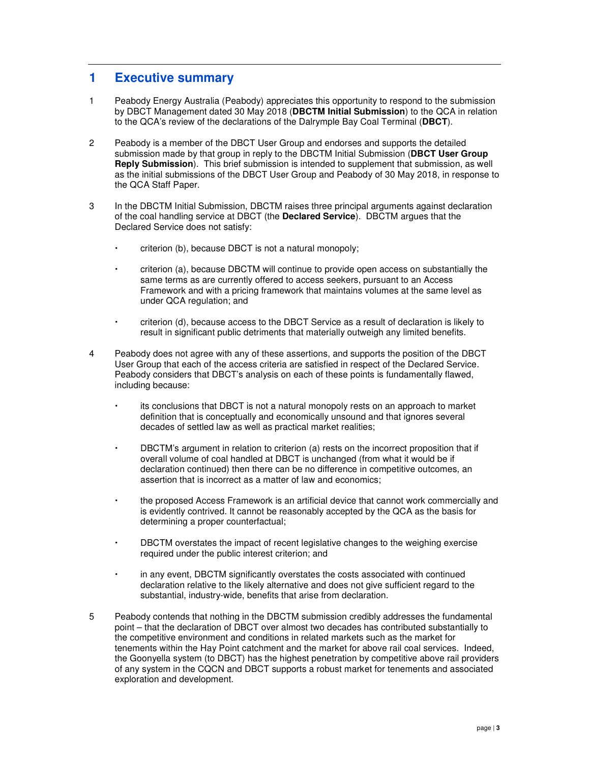# 1 Executive summary

1 Peabody Energy Australia (Peabody) appreciates this opportunity to respond to the submission by DBCT Management dated 30 May 2018 (**DBCTM Initial Submission**) to the QCA in relation to the QCA's review of the declarations of the Dalrymple Bay Coal Terminal (**DBCT**).

2 Peabody is a member of the DBCT User Group and endorses and supports the detailed submission made by that group in reply to the DBCTM Initial Submission (**DBCT User Group Reply Submission**). This brief submission is intended to supplement that submission, as well as the initial submissions of the DBCT User Group and Peabody of 30 May 2018, in response to the QCA Staff Paper.

3 In the DBCTM Initial Submission, DBCTM raises three principal arguments against declaration of the coal handling service at DBCT (the **Declared Service**). DBCTM argues that the Declared Service does not satisfy:

- criterion (b), because DBCT is not a natural monopoly;
- criterion (a), because DBCTM will continue to provide open access on substantially the same terms as are currently offered to access seekers, pursuant to an Access Framework and with a pricing framework that maintains volumes at the same level as under QCA regulation; and
- criterion (d), because access to the DBCT Service as a result of declaration is likely to result in significant public detriments that materially outweigh any limited benefits.

4 Peabody does not agree with any of these assertions, and supports the position of the DBCT User Group that each of the access criteria are satisfied in respect of the Declared Service. Peabody considers that DBCT's analysis on each of these points is fundamentally flawed, including because:

- its conclusions that DBCT is not a natural monopoly rests on an approach to market definition that is conceptually and economically unsound and that ignores several decades of settled law as well as practical market realities;
- DBCTM's argument in relation to criterion (a) rests on the incorrect proposition that if overall volume of coal handled at DBCT is unchanged (from what it would be if declaration continued) then there can be no difference in competitive outcomes, an assertion that is incorrect as a matter of law and economics;
- the proposed Access Framework is an artificial device that cannot work commercially and is evidently contrived. It cannot be reasonably accepted by the QCA as the basis for determining a proper counterfactual;
- DBCTM overstates the impact of recent legislative changes to the weighing exercise required under the public interest criterion; and
- in any event, DBCTM significantly overstates the costs associated with continued declaration relative to the likely alternative and does not give sufficient regard to the substantial, industry-wide, benefits that arise from declaration.

5 Peabody contends that nothing in the DBCTM submission credibly addresses the fundamental point – that the declaration of DBCT over almost two decades has contributed substantially to the competitive environment and conditions in related markets such as the market for tenements within the Hay Point catchment and the market for above rail coal services. Indeed, the Goonyella system (to DBCT) has the highest penetration by competitive above rail providers of any system in the CQCN and DBCT supports a robust market for tenements and associated exploration and development.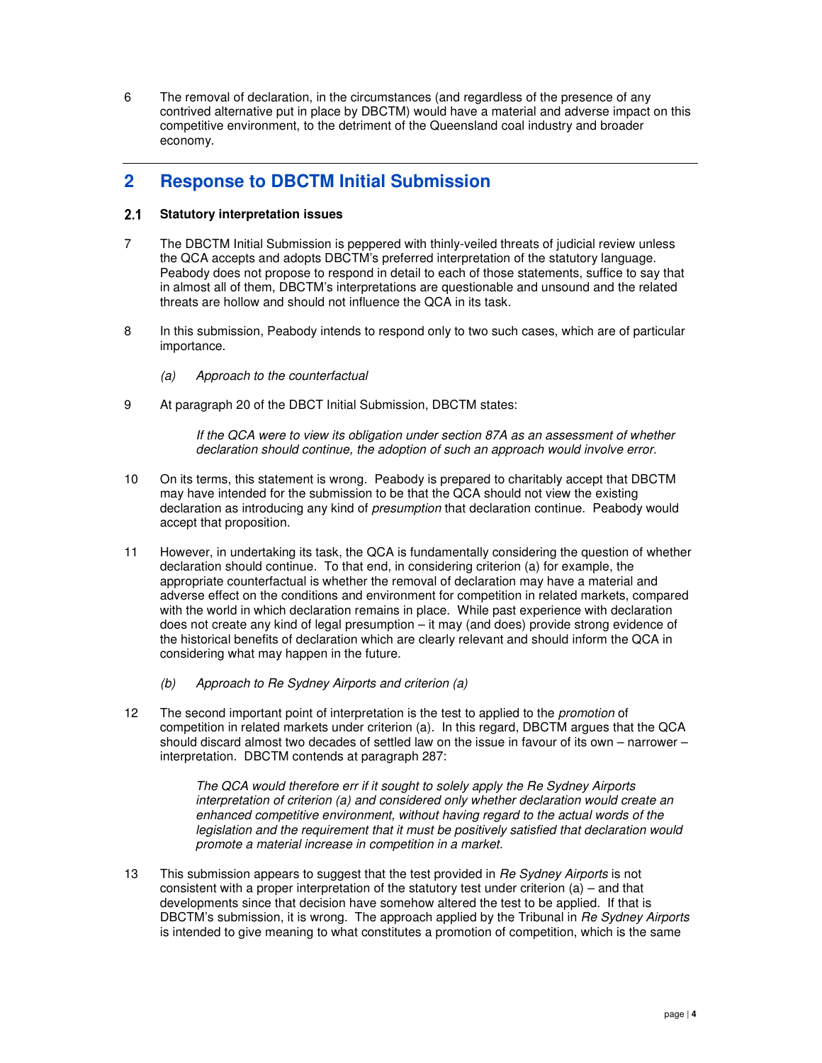6 The removal of declaration, in the circumstances (and regardless of the presence of any contrived alternative put in place by DBCTM) would have a material and adverse impact on this competitive environment, to the detriment of the Queensland coal industry and broader economy.

---

## 2 Response to DBCTM Initial Submission

### 2.1 Statutory interpretation issues

7 The DBCTM Initial Submission is peppered with thinly-veiled threats of judicial review unless the QCA accepts and adopts DBCTM's preferred interpretation of the statutory language. Peabody does not propose to respond in detail to each of those statements, suffice to say that in almost all of them, DBCTM's interpretations are questionable and unsound and the related threats are hollow and should not influence the QCA in its task.

8 In this submission, Peabody intends to respond only to two such cases, which are of particular importance.

*(a) Approach to the counterfactual*

9 At paragraph 20 of the DBCT Initial Submission, DBCTM states:

> *If the QCA were to view its obligation under section 87A as an assessment of whether declaration should continue, the adoption of such an approach would involve error.*

10 On its terms, this statement is wrong. Peabody is prepared to charitably accept that DBCTM may have intended for the submission to be that the QCA should not view the existing declaration as introducing any kind of *presumption* that declaration continue. Peabody would accept that proposition.

11 However, in undertaking its task, the QCA is fundamentally considering the question of whether declaration should continue. To that end, in considering criterion (a) for example, the appropriate counterfactual is whether the removal of declaration may have a material and adverse effect on the conditions and environment for competition in related markets, compared with the world in which declaration remains in place. While past experience with declaration does not create any kind of legal presumption – it may (and does) provide strong evidence of the historical benefits of declaration which are clearly relevant and should inform the QCA in considering what may happen in the future.

*(b) Approach to Re Sydney Airports and criterion (a)*

12 The second important point of interpretation is the test to applied to the *promotion* of competition in related markets under criterion (a). In this regard, DBCTM argues that the QCA should discard almost two decades of settled law on the issue in favour of its own – narrower – interpretation. DBCTM contends at paragraph 287:

> *The QCA would therefore err if it sought to solely apply the Re Sydney Airports interpretation of criterion (a) and considered only whether declaration would create an enhanced competitive environment, without having regard to the actual words of the legislation and the requirement that it must be positively satisfied that declaration would promote a material increase in competition in a market.*

13 This submission appears to suggest that the test provided in *Re Sydney Airports* is not consistent with a proper interpretation of the statutory test under criterion (a) – and that developments since that decision have somehow altered the test to be applied. If that is DBCTM's submission, it is wrong. The approach applied by the Tribunal in *Re Sydney Airports* is intended to give meaning to what constitutes a promotion of competition, which is the same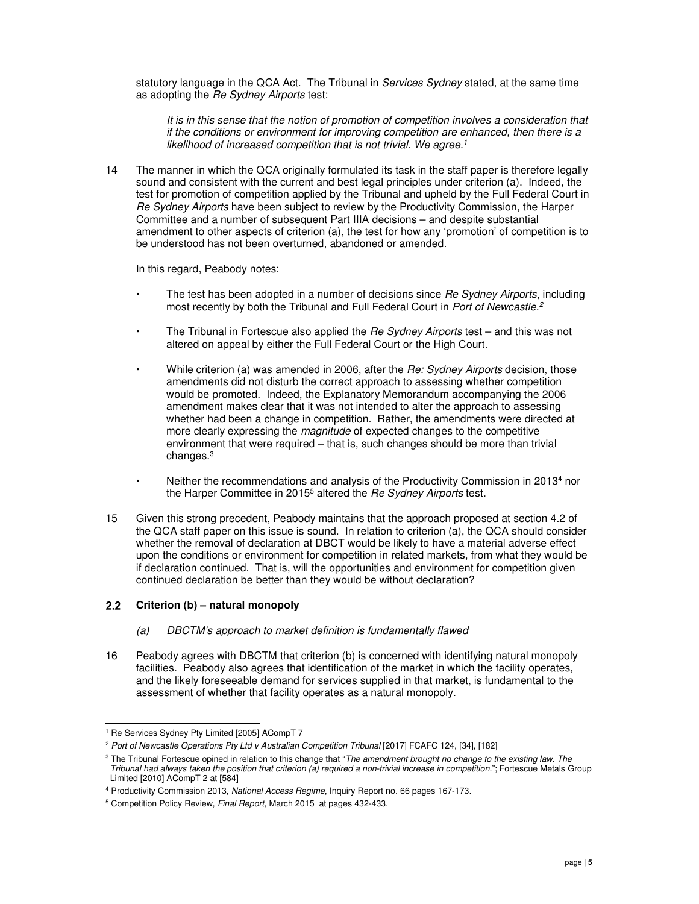statutory language in the QCA Act. The Tribunal in *Services Sydney* stated, at the same time as adopting the *Re Sydney Airports* test:

> *It is in this sense that the notion of promotion of competition involves a consideration that if the conditions or environment for improving competition are enhanced, then there is a likelihood of increased competition that is not trivial. We agree.*[1]

14 The manner in which the QCA originally formulated its task in the staff paper is therefore legally sound and consistent with the current and best legal principles under criterion (a). Indeed, the test for promotion of competition applied by the Tribunal and upheld by the Full Federal Court in *Re Sydney Airports* have been subject to review by the Productivity Commission, the Harper Committee and a number of subsequent Part IIIA decisions – and despite substantial amendment to other aspects of criterion (a), the test for how any 'promotion' of competition is to be understood has not been overturned, abandoned or amended.

In this regard, Peabody notes:

- The test has been adopted in a number of decisions since *Re Sydney Airports*, including most recently by both the Tribunal and Full Federal Court in *Port of Newcastle.*[2]
- The Tribunal in Fortescue also applied the *Re Sydney Airports* test – and this was not altered on appeal by either the Full Federal Court or the High Court.
- While criterion (a) was amended in 2006, after the *Re: Sydney Airports* decision, those amendments did not disturb the correct approach to assessing whether competition would be promoted. Indeed, the Explanatory Memorandum accompanying the 2006 amendment makes clear that it was not intended to alter the approach to assessing whether had been a change in competition. Rather, the amendments were directed at more clearly expressing the *magnitude* of expected changes to the competitive environment that were required – that is, such changes should be more than trivial changes.[3]
- Neither the recommendations and analysis of the Productivity Commission in 2013[4] nor the Harper Committee in 2015[5] altered the *Re Sydney Airports* test.

15 Given this strong precedent, Peabody maintains that the approach proposed at section 4.2 of the QCA staff paper on this issue is sound. In relation to criterion (a), the QCA should consider whether the removal of declaration at DBCT would be likely to have a material adverse effect upon the conditions or environment for competition in related markets, from what they would be if declaration continued. That is, will the opportunities and environment for competition given continued declaration be better than they would be without declaration?

## 2.2 Criterion (b) – natural monopoly

### *(a) DBCTM's approach to market definition is fundamentally flawed*

16 Peabody agrees with DBCTM that criterion (b) is concerned with identifying natural monopoly facilities. Peabody also agrees that identification of the market in which the facility operates, and the likely foreseeable demand for services supplied in that market, is fundamental to the assessment of whether that facility operates as a natural monopoly.

---

[1] Re Services Sydney Pty Limited [2005] ACompT 7

[2] *Port of Newcastle Operations Pty Ltd v Australian Competition Tribunal* [2017] FCAFC 124, [34], [182]

[3] The Tribunal Fortescue opined in relation to this change that "*The amendment brought no change to the existing law. The Tribunal had always taken the position that criterion (a) required a non-trivial increase in competition.*"; Fortescue Metals Group Limited [2010] ACompT 2 at [584]

[4] Productivity Commission 2013, *National Access Regime*, Inquiry Report no. 66 pages 167-173.

[5] Competition Policy Review, *Final Report,* March 2015 at pages 432-433.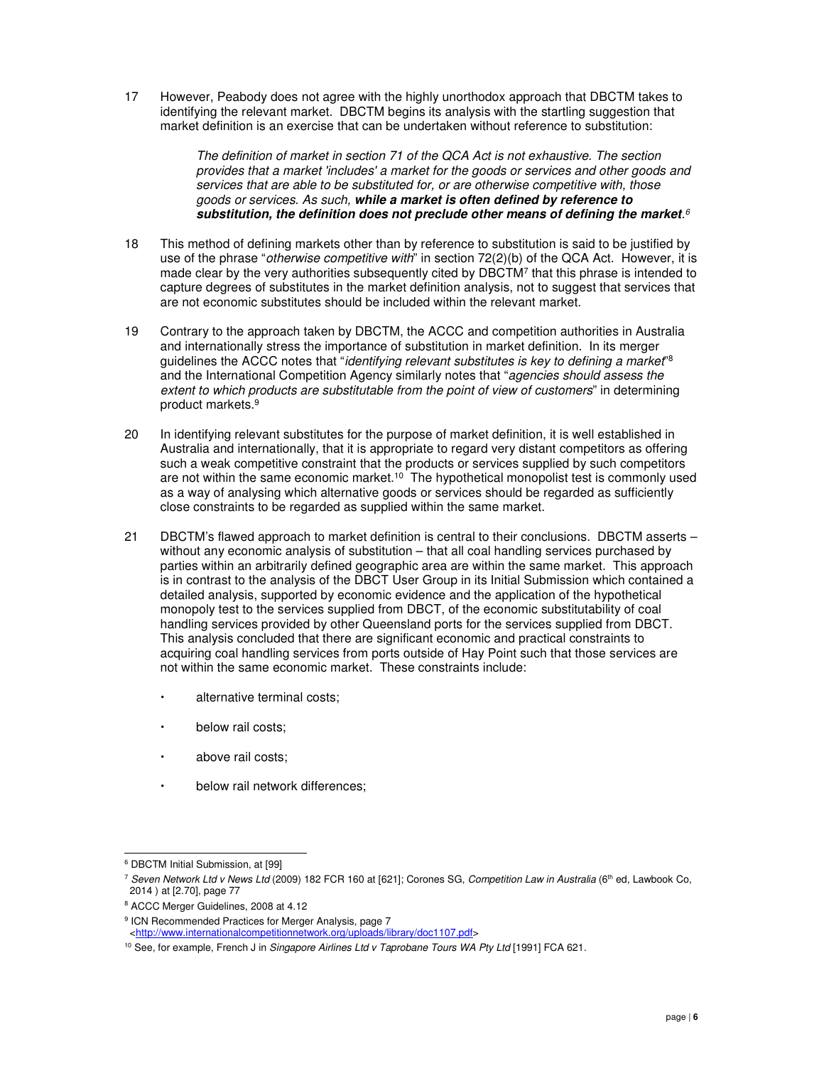17 However, Peabody does not agree with the highly unorthodox approach that DBCTM takes to identifying the relevant market. DBCTM begins its analysis with the startling suggestion that market definition is an exercise that can be undertaken without reference to substitution:

> *The definition of market in section 71 of the QCA Act is not exhaustive. The section provides that a market 'includes' a market for the goods or services and other goods and services that are able to be substituted for, or are otherwise competitive with, those goods or services. As such,* ***while a market is often defined by reference to substitution, the definition does not preclude other means of defining the market****.*[6]

18 This method of defining markets other than by reference to substitution is said to be justified by use of the phrase "*otherwise competitive with*" in section 72(2)(b) of the QCA Act. However, it is made clear by the very authorities subsequently cited by DBCTM[7] that this phrase is intended to capture degrees of substitutes in the market definition analysis, not to suggest that services that are not economic substitutes should be included within the relevant market.

19 Contrary to the approach taken by DBCTM, the ACCC and competition authorities in Australia and internationally stress the importance of substitution in market definition. In its merger guidelines the ACCC notes that "*identifying relevant substitutes is key to defining a market*"[8] and the International Competition Agency similarly notes that "*agencies should assess the extent to which products are substitutable from the point of view of customers*" in determining product markets.[9]

20 In identifying relevant substitutes for the purpose of market definition, it is well established in Australia and internationally, that it is appropriate to regard very distant competitors as offering such a weak competitive constraint that the products or services supplied by such competitors are not within the same economic market.[10] The hypothetical monopolist test is commonly used as a way of analysing which alternative goods or services should be regarded as sufficiently close constraints to be regarded as supplied within the same market.

21 DBCTM's flawed approach to market definition is central to their conclusions. DBCTM asserts – without any economic analysis of substitution – that all coal handling services purchased by parties within an arbitrarily defined geographic area are within the same market. This approach is in contrast to the analysis of the DBCT User Group in its Initial Submission which contained a detailed analysis, supported by economic evidence and the application of the hypothetical monopoly test to the services supplied from DBCT, of the economic substitutability of coal handling services provided by other Queensland ports for the services supplied from DBCT. This analysis concluded that there are significant economic and practical constraints to acquiring coal handling services from ports outside of Hay Point such that those services are not within the same economic market. These constraints include:

- alternative terminal costs;
- below rail costs;
- above rail costs;
- below rail network differences;

---

[6] DBCTM Initial Submission, at [99]

[7] *Seven Network Ltd v News Ltd* (2009) 182 FCR 160 at [621]; Corones SG, *Competition Law in Australia* (6th ed, Lawbook Co, 2014 ) at [2.70], page 77

[8] ACCC Merger Guidelines, 2008 at 4.12

[9] ICN Recommended Practices for Merger Analysis, page 7 <http://www.internationalcompetitionnetwork.org/uploads/library/doc1107.pdf>

[10] See, for example, French J in *Singapore Airlines Ltd v Taprobane Tours WA Pty Ltd* [1991] FCA 621.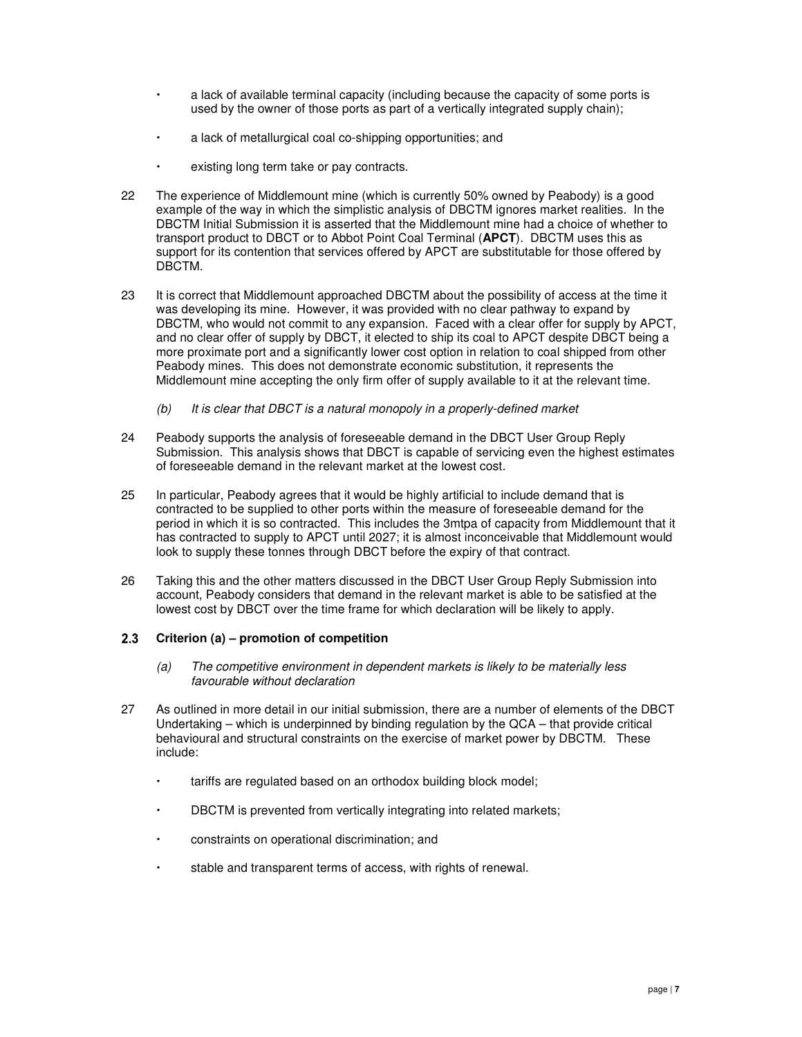- a lack of available terminal capacity (including because the capacity of some ports is used by the owner of those ports as part of a vertically integrated supply chain);
- a lack of metallurgical coal co-shipping opportunities; and
- existing long term take or pay contracts.

22 The experience of Middlemount mine (which is currently 50% owned by Peabody) is a good example of the way in which the simplistic analysis of DBCTM ignores market realities. In the DBCTM Initial Submission it is asserted that the Middlemount mine had a choice of whether to transport product to DBCT or to Abbot Point Coal Terminal (**APCT**). DBCTM uses this as support for its contention that services offered by APCT are substitutable for those offered by DBCTM.

23 It is correct that Middlemount approached DBCTM about the possibility of access at the time it was developing its mine. However, it was provided with no clear pathway to expand by DBCTM, who would not commit to any expansion. Faced with a clear offer for supply by APCT, and no clear offer of supply by DBCT, it elected to ship its coal to APCT despite DBCT being a more proximate port and a significantly lower cost option in relation to coal shipped from other Peabody mines. This does not demonstrate economic substitution, it represents the Middlemount mine accepting the only firm offer of supply available to it at the relevant time.

*(b) It is clear that DBCT is a natural monopoly in a properly-defined market*

24 Peabody supports the analysis of foreseeable demand in the DBCT User Group Reply Submission. This analysis shows that DBCT is capable of servicing even the highest estimates of foreseeable demand in the relevant market at the lowest cost.

25 In particular, Peabody agrees that it would be highly artificial to include demand that is contracted to be supplied to other ports within the measure of foreseeable demand for the period in which it is so contracted. This includes the 3mtpa of capacity from Middlemount that it has contracted to supply to APCT until 2027; it is almost inconceivable that Middlemount would look to supply these tonnes through DBCT before the expiry of that contract.

26 Taking this and the other matters discussed in the DBCT User Group Reply Submission into account, Peabody considers that demand in the relevant market is able to be satisfied at the lowest cost by DBCT over the time frame for which declaration will be likely to apply.

### 2.3 Criterion (a) – promotion of competition

*(a) The competitive environment in dependent markets is likely to be materially less favourable without declaration*

27 As outlined in more detail in our initial submission, there are a number of elements of the DBCT Undertaking – which is underpinned by binding regulation by the QCA – that provide critical behavioural and structural constraints on the exercise of market power by DBCTM. These include:

- tariffs are regulated based on an orthodox building block model;
- DBCTM is prevented from vertically integrating into related markets;
- constraints on operational discrimination; and
- stable and transparent terms of access, with rights of renewal.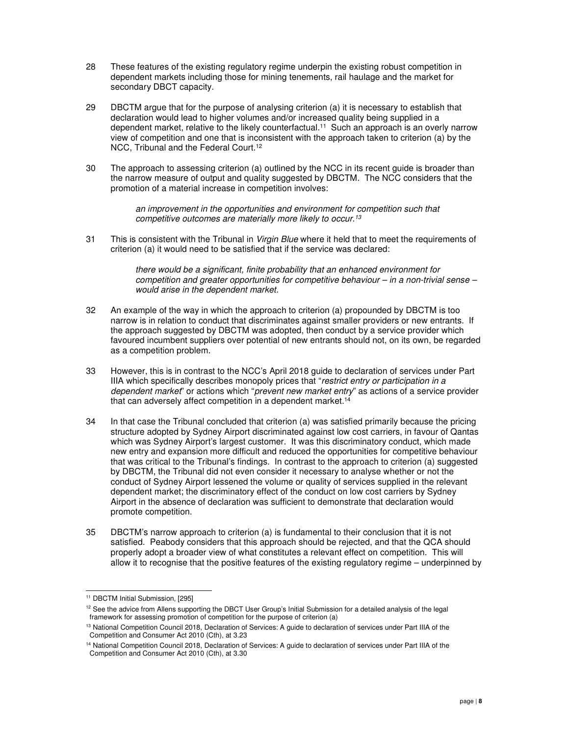28 These features of the existing regulatory regime underpin the existing robust competition in dependent markets including those for mining tenements, rail haulage and the market for secondary DBCT capacity.

29 DBCTM argue that for the purpose of analysing criterion (a) it is necessary to establish that declaration would lead to higher volumes and/or increased quality being supplied in a dependent market, relative to the likely counterfactual.[11] Such an approach is an overly narrow view of competition and one that is inconsistent with the approach taken to criterion (a) by the NCC, Tribunal and the Federal Court.[12]

30 The approach to assessing criterion (a) outlined by the NCC in its recent guide is broader than the narrow measure of output and quality suggested by DBCTM. The NCC considers that the promotion of a material increase in competition involves:

> *an improvement in the opportunities and environment for competition such that competitive outcomes are materially more likely to occur.[13]*

31 This is consistent with the Tribunal in *Virgin Blue* where it held that to meet the requirements of criterion (a) it would need to be satisfied that if the service was declared:

> *there would be a significant, finite probability that an enhanced environment for competition and greater opportunities for competitive behaviour – in a non-trivial sense – would arise in the dependent market.*

32 An example of the way in which the approach to criterion (a) propounded by DBCTM is too narrow is in relation to conduct that discriminates against smaller providers or new entrants. If the approach suggested by DBCTM was adopted, then conduct by a service provider which favoured incumbent suppliers over potential of new entrants should not, on its own, be regarded as a competition problem.

33 However, this is in contrast to the NCC's April 2018 guide to declaration of services under Part IIIA which specifically describes monopoly prices that "*restrict entry or participation in a dependent market*" or actions which "*prevent new market entry*" as actions of a service provider that can adversely affect competition in a dependent market.[14]

34 In that case the Tribunal concluded that criterion (a) was satisfied primarily because the pricing structure adopted by Sydney Airport discriminated against low cost carriers, in favour of Qantas which was Sydney Airport's largest customer. It was this discriminatory conduct, which made new entry and expansion more difficult and reduced the opportunities for competitive behaviour that was critical to the Tribunal's findings. In contrast to the approach to criterion (a) suggested by DBCTM, the Tribunal did not even consider it necessary to analyse whether or not the conduct of Sydney Airport lessened the volume or quality of services supplied in the relevant dependent market; the discriminatory effect of the conduct on low cost carriers by Sydney Airport in the absence of declaration was sufficient to demonstrate that declaration would promote competition.

35 DBCTM's narrow approach to criterion (a) is fundamental to their conclusion that it is not satisfied. Peabody considers that this approach should be rejected, and that the QCA should properly adopt a broader view of what constitutes a relevant effect on competition. This will allow it to recognise that the positive features of the existing regulatory regime – underpinned by

---

[11] DBCTM Initial Submission, [295]

[12] See the advice from Allens supporting the DBCT User Group's Initial Submission for a detailed analysis of the legal framework for assessing promotion of competition for the purpose of criterion (a)

[13] National Competition Council 2018, Declaration of Services: A guide to declaration of services under Part IIIA of the Competition and Consumer Act 2010 (Cth), at 3.23

[14] National Competition Council 2018, Declaration of Services: A guide to declaration of services under Part IIIA of the Competition and Consumer Act 2010 (Cth), at 3.30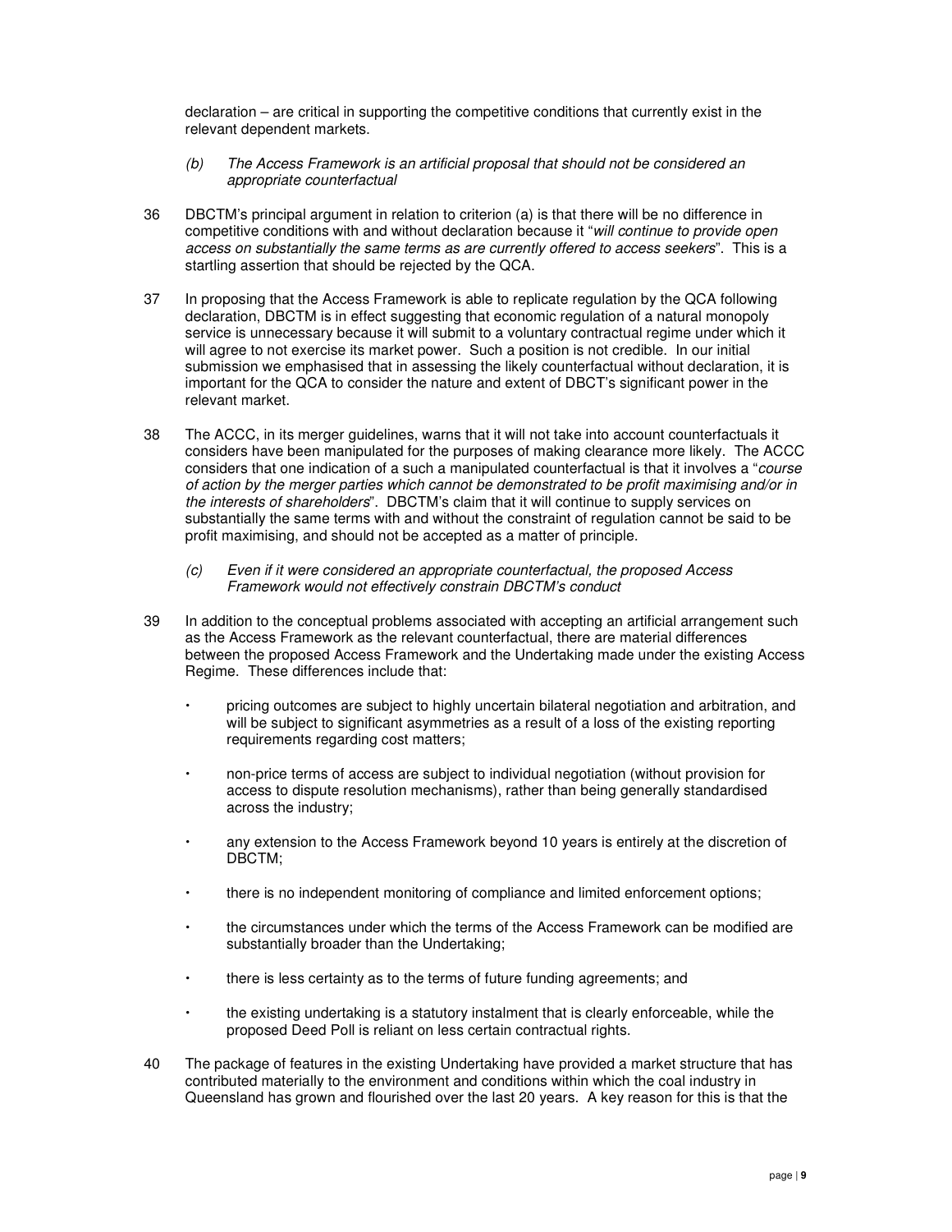declaration – are critical in supporting the competitive conditions that currently exist in the relevant dependent markets.

*(b) The Access Framework is an artificial proposal that should not be considered an appropriate counterfactual*

36 DBCTM's principal argument in relation to criterion (a) is that there will be no difference in competitive conditions with and without declaration because it "*will continue to provide open access on substantially the same terms as are currently offered to access seekers*". This is a startling assertion that should be rejected by the QCA.

37 In proposing that the Access Framework is able to replicate regulation by the QCA following declaration, DBCTM is in effect suggesting that economic regulation of a natural monopoly service is unnecessary because it will submit to a voluntary contractual regime under which it will agree to not exercise its market power. Such a position is not credible. In our initial submission we emphasised that in assessing the likely counterfactual without declaration, it is important for the QCA to consider the nature and extent of DBCT's significant power in the relevant market.

38 The ACCC, in its merger guidelines, warns that it will not take into account counterfactuals it considers have been manipulated for the purposes of making clearance more likely. The ACCC considers that one indication of a such a manipulated counterfactual is that it involves a "*course of action by the merger parties which cannot be demonstrated to be profit maximising and/or in the interests of shareholders*". DBCTM's claim that it will continue to supply services on substantially the same terms with and without the constraint of regulation cannot be said to be profit maximising, and should not be accepted as a matter of principle.

*(c) Even if it were considered an appropriate counterfactual, the proposed Access Framework would not effectively constrain DBCTM's conduct*

39 In addition to the conceptual problems associated with accepting an artificial arrangement such as the Access Framework as the relevant counterfactual, there are material differences between the proposed Access Framework and the Undertaking made under the existing Access Regime. These differences include that:

- pricing outcomes are subject to highly uncertain bilateral negotiation and arbitration, and will be subject to significant asymmetries as a result of a loss of the existing reporting requirements regarding cost matters;
- non-price terms of access are subject to individual negotiation (without provision for access to dispute resolution mechanisms), rather than being generally standardised across the industry;
- any extension to the Access Framework beyond 10 years is entirely at the discretion of DBCTM;
- there is no independent monitoring of compliance and limited enforcement options;
- the circumstances under which the terms of the Access Framework can be modified are substantially broader than the Undertaking;
- there is less certainty as to the terms of future funding agreements; and
- the existing undertaking is a statutory instalment that is clearly enforceable, while the proposed Deed Poll is reliant on less certain contractual rights.

40 The package of features in the existing Undertaking have provided a market structure that has contributed materially to the environment and conditions within which the coal industry in Queensland has grown and flourished over the last 20 years. A key reason for this is that the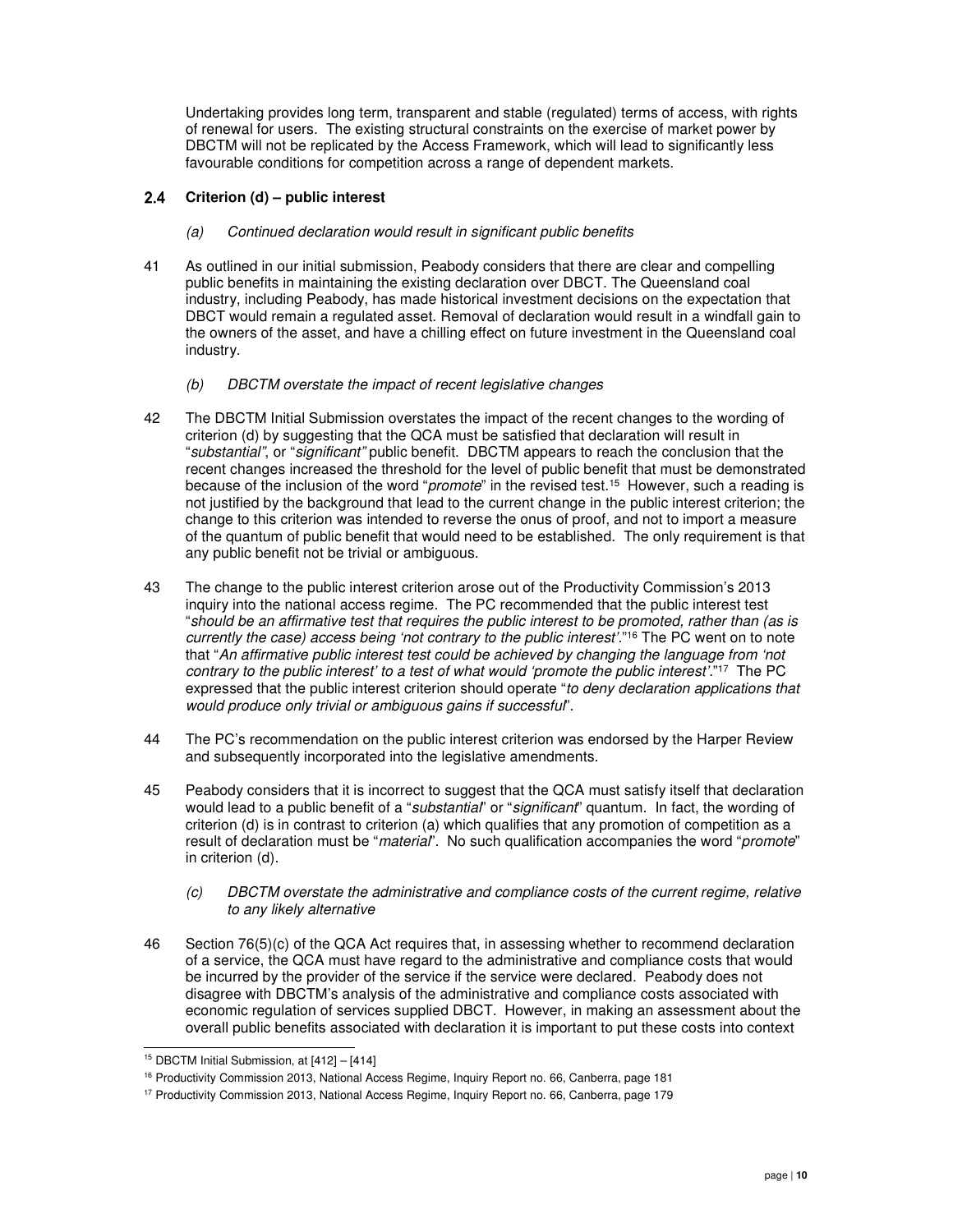Undertaking provides long term, transparent and stable (regulated) terms of access, with rights of renewal for users. The existing structural constraints on the exercise of market power by DBCTM will not be replicated by the Access Framework, which will lead to significantly less favourable conditions for competition across a range of dependent markets.

## 2.4 Criterion (d) – public interest

*(a) Continued declaration would result in significant public benefits*

41 As outlined in our initial submission, Peabody considers that there are clear and compelling public benefits in maintaining the existing declaration over DBCT. The Queensland coal industry, including Peabody, has made historical investment decisions on the expectation that DBCT would remain a regulated asset. Removal of declaration would result in a windfall gain to the owners of the asset, and have a chilling effect on future investment in the Queensland coal industry.

*(b) DBCTM overstate the impact of recent legislative changes*

42 The DBCTM Initial Submission overstates the impact of the recent changes to the wording of criterion (d) by suggesting that the QCA must be satisfied that declaration will result in "*substantial"*, or "*significant"* public benefit. DBCTM appears to reach the conclusion that the recent changes increased the threshold for the level of public benefit that must be demonstrated because of the inclusion of the word "*promote*" in the revised test.[15] However, such a reading is not justified by the background that lead to the current change in the public interest criterion; the change to this criterion was intended to reverse the onus of proof, and not to import a measure of the quantum of public benefit that would need to be established. The only requirement is that any public benefit not be trivial or ambiguous.

43 The change to the public interest criterion arose out of the Productivity Commission's 2013 inquiry into the national access regime. The PC recommended that the public interest test "*should be an affirmative test that requires the public interest to be promoted, rather than (as is currently the case) access being 'not contrary to the public interest'*."[16] The PC went on to note that "*An affirmative public interest test could be achieved by changing the language from 'not contrary to the public interest' to a test of what would 'promote the public interest'*."[17] The PC expressed that the public interest criterion should operate "*to deny declaration applications that would produce only trivial or ambiguous gains if successful*".

44 The PC's recommendation on the public interest criterion was endorsed by the Harper Review and subsequently incorporated into the legislative amendments.

45 Peabody considers that it is incorrect to suggest that the QCA must satisfy itself that declaration would lead to a public benefit of a "*substantial*" or "*significant*" quantum. In fact, the wording of criterion (d) is in contrast to criterion (a) which qualifies that any promotion of competition as a result of declaration must be "*material*". No such qualification accompanies the word "*promote*" in criterion (d).

*(c) DBCTM overstate the administrative and compliance costs of the current regime, relative to any likely alternative*

46 Section 76(5)(c) of the QCA Act requires that, in assessing whether to recommend declaration of a service, the QCA must have regard to the administrative and compliance costs that would be incurred by the provider of the service if the service were declared. Peabody does not disagree with DBCTM's analysis of the administrative and compliance costs associated with economic regulation of services supplied DBCT. However, in making an assessment about the overall public benefits associated with declaration it is important to put these costs into context

---

[15] DBCTM Initial Submission, at [412] – [414]

[16] Productivity Commission 2013, National Access Regime, Inquiry Report no. 66, Canberra, page 181

[17] Productivity Commission 2013, National Access Regime, Inquiry Report no. 66, Canberra, page 179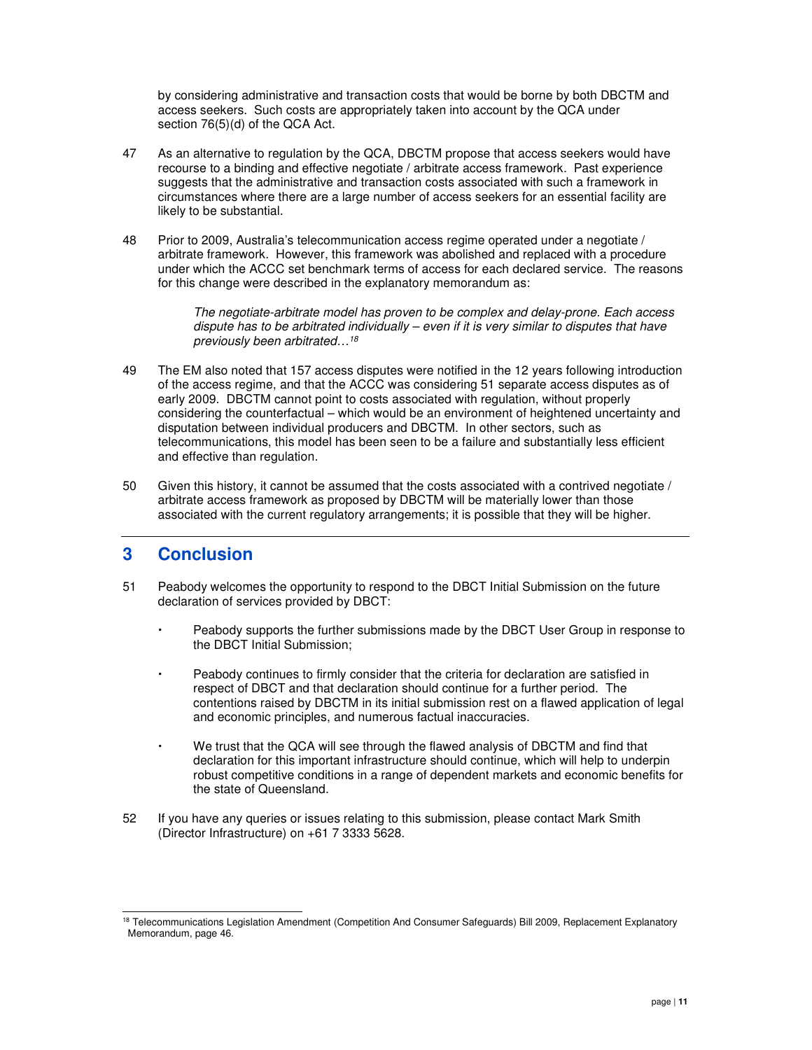by considering administrative and transaction costs that would be borne by both DBCTM and access seekers. Such costs are appropriately taken into account by the QCA under section 76(5)(d) of the QCA Act.

47 As an alternative to regulation by the QCA, DBCTM propose that access seekers would have recourse to a binding and effective negotiate / arbitrate access framework. Past experience suggests that the administrative and transaction costs associated with such a framework in circumstances where there are a large number of access seekers for an essential facility are likely to be substantial.

48 Prior to 2009, Australia's telecommunication access regime operated under a negotiate / arbitrate framework. However, this framework was abolished and replaced with a procedure under which the ACCC set benchmark terms of access for each declared service. The reasons for this change were described in the explanatory memorandum as:

> *The negotiate-arbitrate model has proven to be complex and delay-prone. Each access dispute has to be arbitrated individually – even if it is very similar to disputes that have previously been arbitrated…*[18]

49 The EM also noted that 157 access disputes were notified in the 12 years following introduction of the access regime, and that the ACCC was considering 51 separate access disputes as of early 2009. DBCTM cannot point to costs associated with regulation, without properly considering the counterfactual – which would be an environment of heightened uncertainty and disputation between individual producers and DBCTM. In other sectors, such as telecommunications, this model has been seen to be a failure and substantially less efficient and effective than regulation.

50 Given this history, it cannot be assumed that the costs associated with a contrived negotiate / arbitrate access framework as proposed by DBCTM will be materially lower than those associated with the current regulatory arrangements; it is possible that they will be higher.

## 3 Conclusion

51 Peabody welcomes the opportunity to respond to the DBCT Initial Submission on the future declaration of services provided by DBCT:

- Peabody supports the further submissions made by the DBCT User Group in response to the DBCT Initial Submission;
- Peabody continues to firmly consider that the criteria for declaration are satisfied in respect of DBCT and that declaration should continue for a further period. The contentions raised by DBCTM in its initial submission rest on a flawed application of legal and economic principles, and numerous factual inaccuracies.
- We trust that the QCA will see through the flawed analysis of DBCTM and find that declaration for this important infrastructure should continue, which will help to underpin robust competitive conditions in a range of dependent markets and economic benefits for the state of Queensland.

52 If you have any queries or issues relating to this submission, please contact Mark Smith (Director Infrastructure) on +61 7 3333 5628.

[18] Telecommunications Legislation Amendment (Competition And Consumer Safeguards) Bill 2009, Replacement Explanatory Memorandum, page 46.